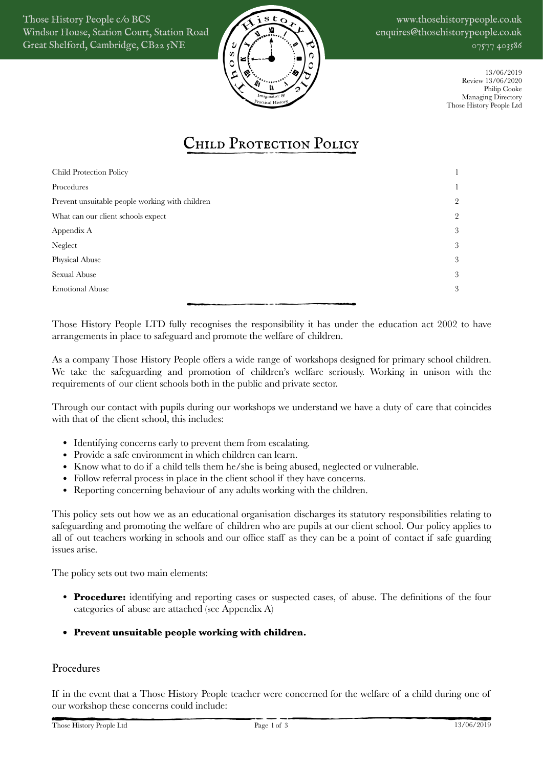Those History People c/o BCS
Windsor House, Station Court, Station Road
Great Shelford, Cambridge, CB22 5NE

www.thosehistorypeople.co.uk
enquires@thosehistorypeople.co.uk
07577 403586

13/06/2019
Review 13/06/2020
Philip Cooke
Managing Directory
Those History People Ltd

# Child Protection Policy

| | |
|---|---|
| Child Protection Policy | 1 |
| Procedures | 1 |
| Prevent unsuitable people working with children | 2 |
| What can our client schools expect | 2 |
| Appendix A | 3 |
| Neglect | 3 |
| Physical Abuse | 3 |
| Sexual Abuse | 3 |
| Emotional Abuse | 3 |

Those History People LTD fully recognises the responsibility it has under the education act 2002 to have arrangements in place to safeguard and promote the welfare of children.

As a company Those History People offers a wide range of workshops designed for primary school children. We take the safeguarding and promotion of children's welfare seriously. Working in unison with the requirements of our client schools both in the public and private sector.

Through our contact with pupils during our workshops we understand we have a duty of care that coincides with that of the client school, this includes:

- Identifying concerns early to prevent them from escalating.
- Provide a safe environment in which children can learn.
- Know what to do if a child tells them he/she is being abused, neglected or vulnerable.
- Follow referral process in place in the client school if they have concerns.
- Reporting concerning behaviour of any adults working with the children.

This policy sets out how we as an educational organisation discharges its statutory responsibilities relating to safeguarding and promoting the welfare of children who are pupils at our client school. Our policy applies to all of out teachers working in schools and our office staff as they can be a point of contact if safe guarding issues arise.

The policy sets out two main elements:

- **Procedure:** identifying and reporting cases or suspected cases, of abuse. The definitions of the four categories of abuse are attached (see Appendix A)
- **Prevent unsuitable people working with children.**

## Procedures

If in the event that a Those History People teacher were concerned for the welfare of a child during one of our workshop these concerns could include: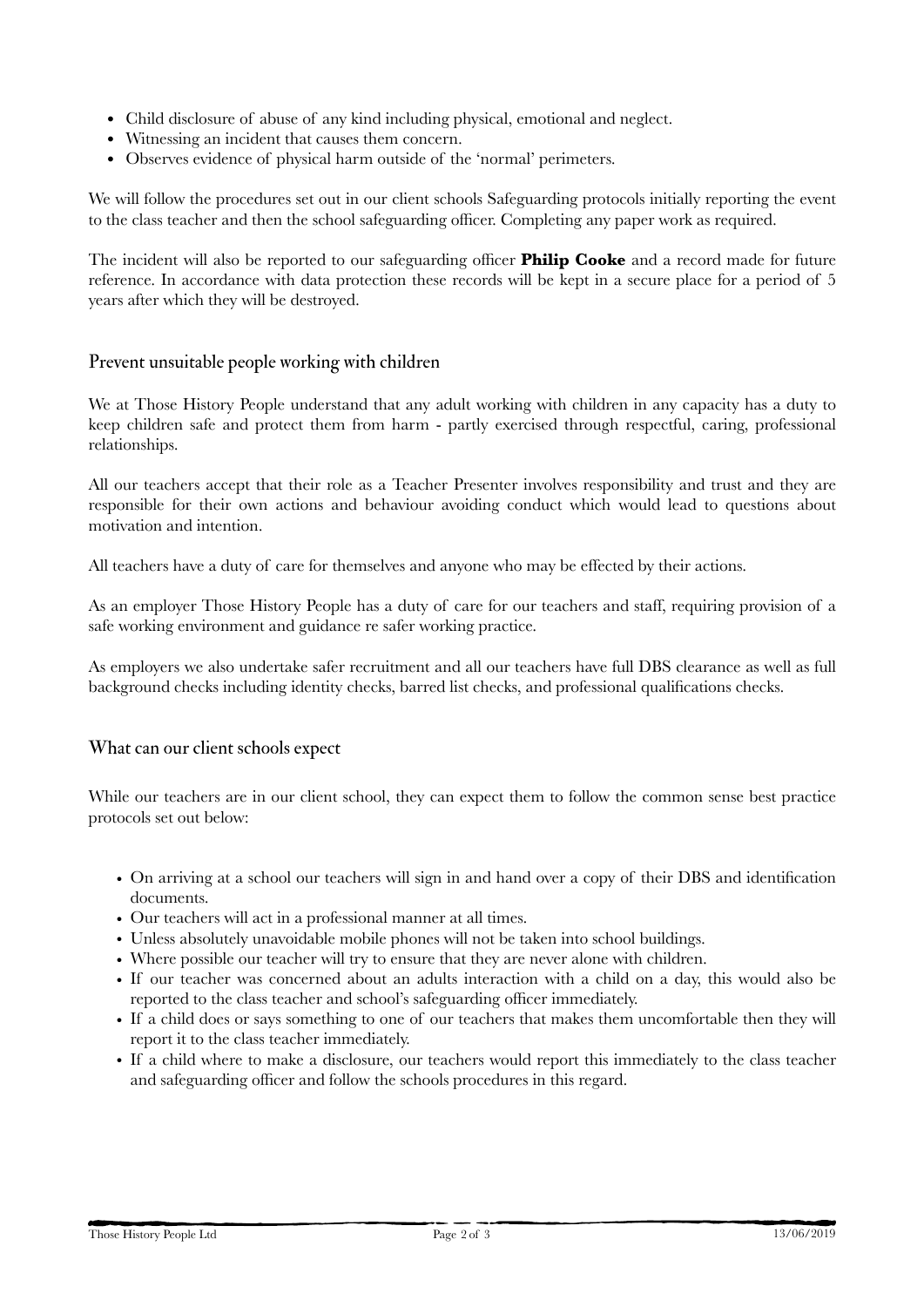- Child disclosure of abuse of any kind including physical, emotional and neglect.
- Witnessing an incident that causes them concern.
- Observes evidence of physical harm outside of the 'normal' perimeters.

We will follow the procedures set out in our client schools Safeguarding protocols initially reporting the event to the class teacher and then the school safeguarding officer. Completing any paper work as required.

The incident will also be reported to our safeguarding officer **Philip Cooke** and a record made for future reference. In accordance with data protection these records will be kept in a secure place for a period of 5 years after which they will be destroyed.

## Prevent unsuitable people working with children

We at Those History People understand that any adult working with children in any capacity has a duty to keep children safe and protect them from harm - partly exercised through respectful, caring, professional relationships.

All our teachers accept that their role as a Teacher Presenter involves responsibility and trust and they are responsible for their own actions and behaviour avoiding conduct which would lead to questions about motivation and intention.

All teachers have a duty of care for themselves and anyone who may be effected by their actions.

As an employer Those History People has a duty of care for our teachers and staff, requiring provision of a safe working environment and guidance re safer working practice.

As employers we also undertake safer recruitment and all our teachers have full DBS clearance as well as full background checks including identity checks, barred list checks, and professional qualifications checks.

## What can our client schools expect

While our teachers are in our client school, they can expect them to follow the common sense best practice protocols set out below:

- On arriving at a school our teachers will sign in and hand over a copy of their DBS and identification documents.
- Our teachers will act in a professional manner at all times.
- Unless absolutely unavoidable mobile phones will not be taken into school buildings.
- Where possible our teacher will try to ensure that they are never alone with children.
- If our teacher was concerned about an adults interaction with a child on a day, this would also be reported to the class teacher and school's safeguarding officer immediately.
- If a child does or says something to one of our teachers that makes them uncomfortable then they will report it to the class teacher immediately.
- If a child where to make a disclosure, our teachers would report this immediately to the class teacher and safeguarding officer and follow the schools procedures in this regard.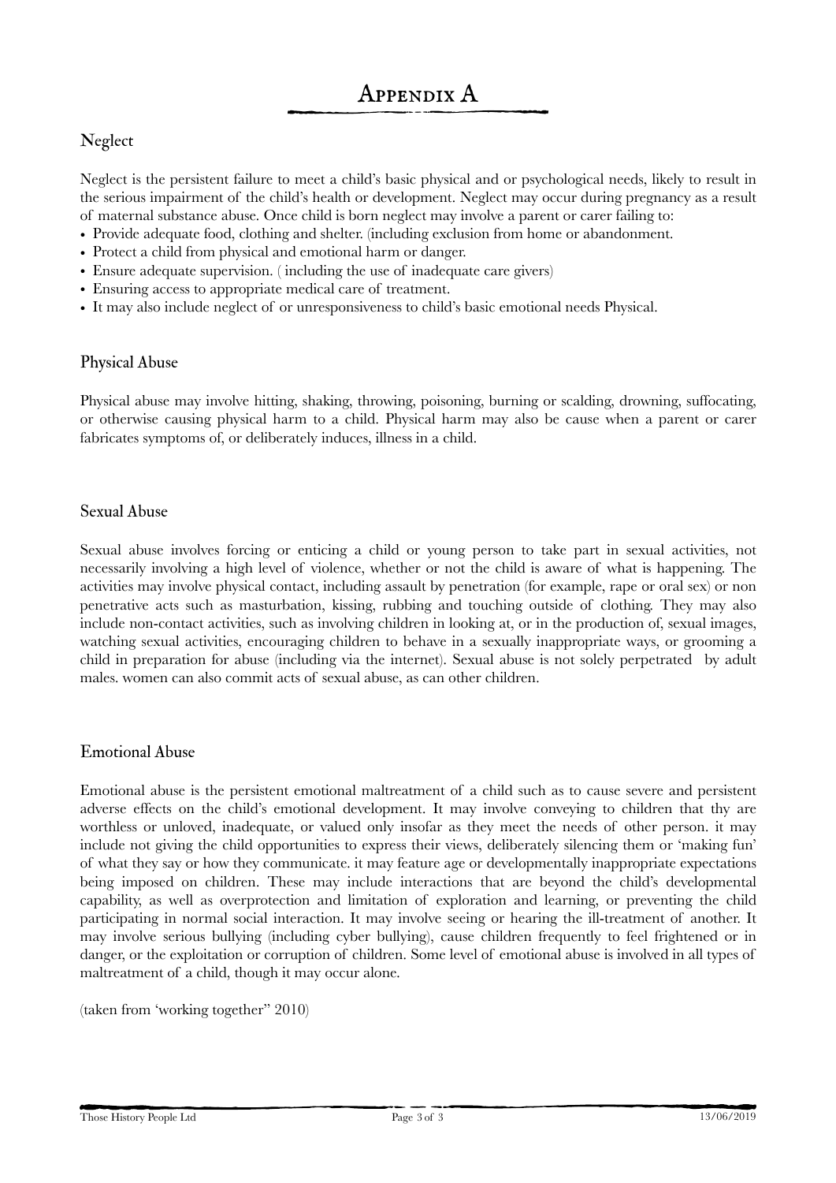# Appendix A

## Neglect

Neglect is the persistent failure to meet a child's basic physical and or psychological needs, likely to result in the serious impairment of the child's health or development. Neglect may occur during pregnancy as a result of maternal substance abuse. Once child is born neglect may involve a parent or carer failing to:

- Provide adequate food, clothing and shelter. (including exclusion from home or abandonment.
- Protect a child from physical and emotional harm or danger.
- Ensure adequate supervision. ( including the use of inadequate care givers)
- Ensuring access to appropriate medical care of treatment.
- It may also include neglect of or unresponsiveness to child's basic emotional needs Physical.

## Physical Abuse

Physical abuse may involve hitting, shaking, throwing, poisoning, burning or scalding, drowning, suffocating, or otherwise causing physical harm to a child. Physical harm may also be cause when a parent or carer fabricates symptoms of, or deliberately induces, illness in a child.

## Sexual Abuse

Sexual abuse involves forcing or enticing a child or young person to take part in sexual activities, not necessarily involving a high level of violence, whether or not the child is aware of what is happening. The activities may involve physical contact, including assault by penetration (for example, rape or oral sex) or non penetrative acts such as masturbation, kissing, rubbing and touching outside of clothing. They may also include non-contact activities, such as involving children in looking at, or in the production of, sexual images, watching sexual activities, encouraging children to behave in a sexually inappropriate ways, or grooming a child in preparation for abuse (including via the internet). Sexual abuse is not solely perpetrated by adult males. women can also commit acts of sexual abuse, as can other children.

## Emotional Abuse

Emotional abuse is the persistent emotional maltreatment of a child such as to cause severe and persistent adverse effects on the child's emotional development. It may involve conveying to children that thy are worthless or unloved, inadequate, or valued only insofar as they meet the needs of other person. it may include not giving the child opportunities to express their views, deliberately silencing them or 'making fun' of what they say or how they communicate. it may feature age or developmentally inappropriate expectations being imposed on children. These may include interactions that are beyond the child's developmental capability, as well as overprotection and limitation of exploration and learning, or preventing the child participating in normal social interaction. It may involve seeing or hearing the ill-treatment of another. It may involve serious bullying (including cyber bullying), cause children frequently to feel frightened or in danger, or the exploitation or corruption of children. Some level of emotional abuse is involved in all types of maltreatment of a child, though it may occur alone.

(taken from 'working together" 2010)